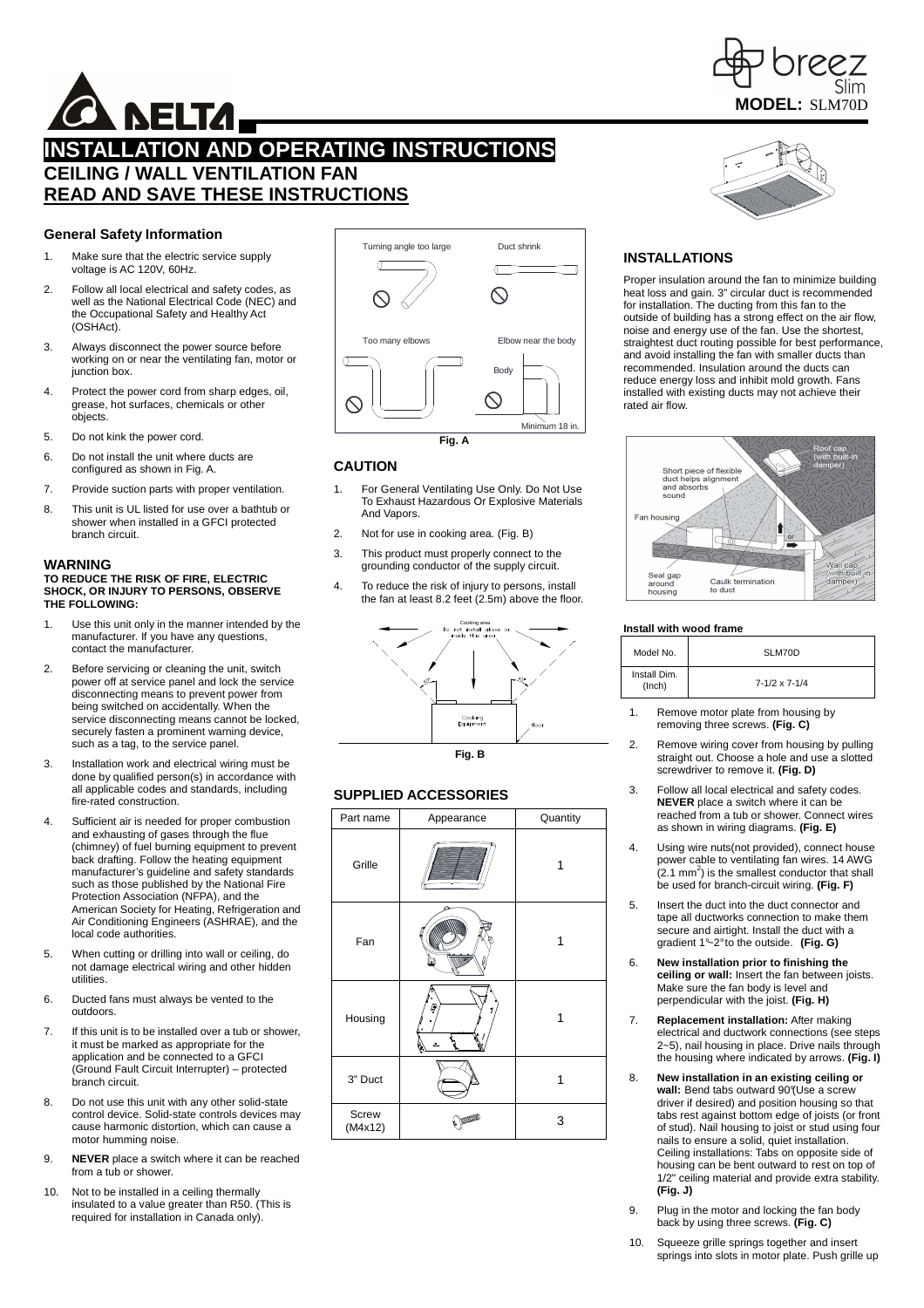# INSTALLATION AND OPERATING INSTRUCTIONS

## CEILING / WALL VENTILATION FAN

## READ AND SAVE THESE INSTRUCTIONS

**MODEL:** SLM70D

### General Safety Information

1. Make sure that the electric service supply voltage is AC 120V, 60Hz.
2. Follow all local electrical and safety codes, as well as the National Electrical Code (NEC) and the Occupational Safety and Healthy Act (OSHAct).
3. Always disconnect the power source before working on or near the ventilating fan, motor or junction box.
4. Protect the power cord from sharp edges, oil, grease, hot surfaces, chemicals or other objects.
5. Do not kink the power cord.
6. Do not install the unit where ducts are configured as shown in Fig. A.
7. Provide suction parts with proper ventilation.
8. This unit is UL listed for use over a bathtub or shower when installed in a GFCI protected branch circuit.

### WARNING

**TO REDUCE THE RISK OF FIRE, ELECTRIC SHOCK, OR INJURY TO PERSONS, OBSERVE THE FOLLOWING:**

1. Use this unit only in the manner intended by the manufacturer. If you have any questions, contact the manufacturer.
2. Before servicing or cleaning the unit, switch power off at service panel and lock the service disconnecting means to prevent power from being switched on accidentally. When the service disconnecting means cannot be locked, securely fasten a prominent warning device, such as a tag, to the service panel.
3. Installation work and electrical wiring must be done by qualified person(s) in accordance with all applicable codes and standards, including fire-rated construction.
4. Sufficient air is needed for proper combustion and exhausting of gases through the flue (chimney) of fuel burning equipment to prevent back drafting. Follow the heating equipment manufacturer's guideline and safety standards such as those published by the National Fire Protection Association (NFPA), and the American Society for Heating, Refrigeration and Air Conditioning Engineers (ASHRAE), and the local code authorities.
5. When cutting or drilling into wall or ceiling, do not damage electrical wiring and other hidden utilities.
6. Ducted fans must always be vented to the outdoors.
7. If this unit is to be installed over a tub or shower, it must be marked as appropriate for the application and be connected to a GFCI (Ground Fault Circuit Interrupter) – protected branch circuit.
8. Do not use this unit with any other solid-state control device. Solid-state controls devices may cause harmonic distortion, which can cause a motor humming noise.
9. **NEVER** place a switch where it can be reached from a tub or shower.
10. Not to be installed in a ceiling thermally insulated to a value greater than R50. (This is required for installation in Canada only).

Turning angle too large — Duct shrink — Too many elbows — Elbow near the body — Body — Minimum 18 in.

**Fig. A**

### CAUTION

1. For General Ventilating Use Only. Do Not Use To Exhaust Hazardous Or Explosive Materials And Vapors.
2. Not for use in cooking area. (Fig. B)
3. This product must properly connect to the grounding conductor of the supply circuit.
4. To reduce the risk of injury to persons, install the fan at least 8.2 feet (2.5m) above the floor.

Cooking area — Do not install above or inside this area — Cooking Equipment — Floor

**Fig. B**

### SUPPLIED ACCESSORIES

| Part name | Appearance | Quantity |
|---|---|---|
| Grille | | 1 |
| Fan | | 1 |
| Housing | | 1 |
| 3" Duct | | 1 |
| Screw (M4x12) | | 3 |

### INSTALLATIONS

Proper insulation around the fan to minimize building heat loss and gain. 3" circular duct is recommended for installation. The ducting from this fan to the outside of building has a strong effect on the air flow, noise and energy use of the fan. Use the shortest, straightest duct routing possible for best performance, and avoid installing the fan with smaller ducts than recommended. Insulation around the ducts can reduce energy loss and inhibit mold growth. Fans installed with existing ducts may not achieve their rated air flow.

Roof cap (with built-in damper) — Short piece of flexible duct helps alignment and absorbs sound — Fan housing — or — Wall cap (with built-in damper) — Seal gap around housing — Caulk termination to duct

**Install with wood frame**

| Model No. | SLM70D |
|---|---|
| Install Dim. (Inch) | 7-1/2 x 7-1/4 |

1. Remove motor plate from housing by removing three screws. **(Fig. C)**
2. Remove wiring cover from housing by pulling straight out. Choose a hole and use a slotted screwdriver to remove it. **(Fig. D)**
3. Follow all local electrical and safety codes. **NEVER** place a switch where it can be reached from a tub or shower. Connect wires as shown in wiring diagrams. **(Fig. E)**
4. Using wire nuts(not provided), connect house power cable to ventilating fan wires. 14 AWG (2.1 $mm^2$) is the smallest conductor that shall be used for branch-circuit wiring. **(Fig. F)**
5. Insert the duct into the duct connector and tape all ductworks connection to make them secure and airtight. Install the duct with a gradient 1°~2° to the outside. **(Fig. G)**
6. **New installation prior to finishing the ceiling or wall:** Insert the fan between joists. Make sure the fan body is level and perpendicular with the joist. **(Fig. H)**
7. **Replacement installation:** After making electrical and ductwork connections (see steps 2~5), nail housing in place. Drive nails through the housing where indicated by arrows. **(Fig. I)**
8. **New installation in an existing ceiling or wall:** Bend tabs outward 90°(Use a screw driver if desired) and position housing so that tabs rest against bottom edge of joists (or front of stud). Nail housing to joist or stud using four nails to ensure a solid, quiet installation. Ceiling installations: Tabs on opposite side of housing can be bent outward to rest on top of 1/2" ceiling material and provide extra stability. **(Fig. J)**
9. Plug in the motor and locking the fan body back by using three screws. **(Fig. C)**
10. Squeeze grille springs together and insert springs into slots in motor plate. Push grille up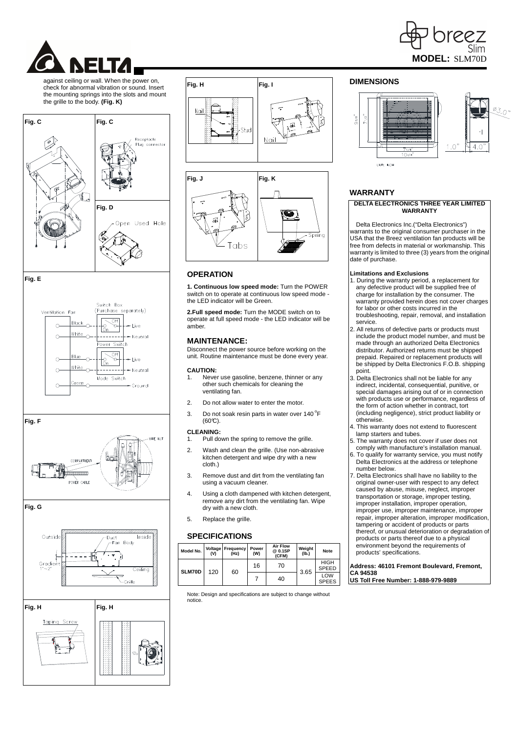**MODEL:** SLM70D

against ceiling or wall. When the power on, check for abnormal vibration or sound. Insert the mounting springs into the slots and mount the grille to the body. **(Fig. K)**

Fig. C

Fig. C

Receptacle
Plug connector

Fig. D

Open Used Hole

Fig. E

Ventilation Fan

Switch Box
(Purchase separately)

Black
White
Off
On
Live
Neutral
Power Switch

Blue
White
Off
On
Live
Neutral
Mode Switch

Green
Ground

Fig. F

WIRE NUT
COMPARTMENT
POWER CABLE

Fig. G

Outside
Duct
Fan Body
Inside
Gradient
1°~2°
Ceiling
Grille

Fig. H

Taping Screw

Fig. H

Fig. H

Nail
Stud

Fig. I

Nail

Fig. J

Tabs

Fig. K

Spring

## OPERATION

**1. Continuous low speed mode:** Turn the POWER switch on to operate at continuous low speed mode - the LED indicator will be Green.

**2.Full speed mode:** Turn the MODE switch on to operate at full speed mode - the LED indicator will be amber.

## MAINTENANCE:

Disconnect the power source before working on the unit. Routine maintenance must be done every year.

### CAUTION:

1. Never use gasoline, benzene, thinner or any other such chemicals for cleaning the ventilating fan.
2. Do not allow water to enter the motor.
3. Do not soak resin parts in water over 140 °F (60℃).

### CLEANING:

1. Pull down the spring to remove the grille.
2. Wash and clean the grille. (Use non-abrasive kitchen detergent and wipe dry with a new cloth.)
3. Remove dust and dirt from the ventilating fan using a vacuum cleaner.
4. Using a cloth dampened with kitchen detergent, remove any dirt from the ventilating fan. Wipe dry with a new cloth.
5. Replace the grille.

## SPECIFICATIONS

| Model No. | Voltage (V) | Frequency (Hz) | Power (W) | Air Flow @ 0.1SP (CFM) | Weight (lb.) | Note |
|---|---|---|---|---|---|---|
| SLM70D | 120 | 60 | 16 | 70 | 3.65 | HIGH SPEED |
| | | | 7 | 40 | | LOW SPEES |

Note: Design and specifications are subject to change without notice.

## DIMENSIONS

9 3/4"
7 1/2"
7 1/4"
10 1/4"
Ø3.0"
1.0"
4.0"
UNIT: INCH

## WARRANTY

**DELTA ELECTRONICS THREE YEAR LIMITED WARRANTY**

Delta Electronics Inc.("Delta Electronics") warrants to the original consumer purchaser in the USA that the Breez ventilation fan products will be free from defects in material or workmanship. This warranty is limited to three (3) years from the original date of purchase.

**Limitations and Exclusions**

1. During the warranty period, a replacement for any defective product will be supplied free of charge for installation by the consumer. The warranty provided herein does not cover charges for labor or other costs incurred in the troubleshooting, repair, removal, and installation service.
2. All returns of defective parts or products must include the product model number, and must be made through an authorized Delta Electronics distributor. Authorized returns must be shipped prepaid. Repaired or replacement products will be shipped by Delta Electronics F.O.B. shipping point.
3. Delta Electronics shall not be liable for any indirect, incidental, consequential, punitive, or special damages arising out of or in connection with products use or performance, regardless of the form of action whether in contract, tort (including negligence), strict product liability or otherwise.
4. This warranty does not extend to fluorescent lamp starters and tubes.
5. The warranty does not cover if user does not comply with manufacture's installation manual.
6. To qualify for warranty service, you must notify Delta Electronics at the address or telephone number below.
7. Delta Electronics shall have no liability to the original owner-user with respect to any defect caused by abuse, misuse, neglect, improper transportation or storage, improper testing, improper installation, improper operation, improper use, improper maintenance, improper repair, improper alteration, improper modification, tampering or accident of products or parts thereof, or unusual deterioration or degradation of products or parts thereof due to a physical environment beyond the requirements of products' specifications.

**Address: 46101 Fremont Boulevard, Fremont, CA 94538**
**US Toll Free Number: 1-888-979-9889**